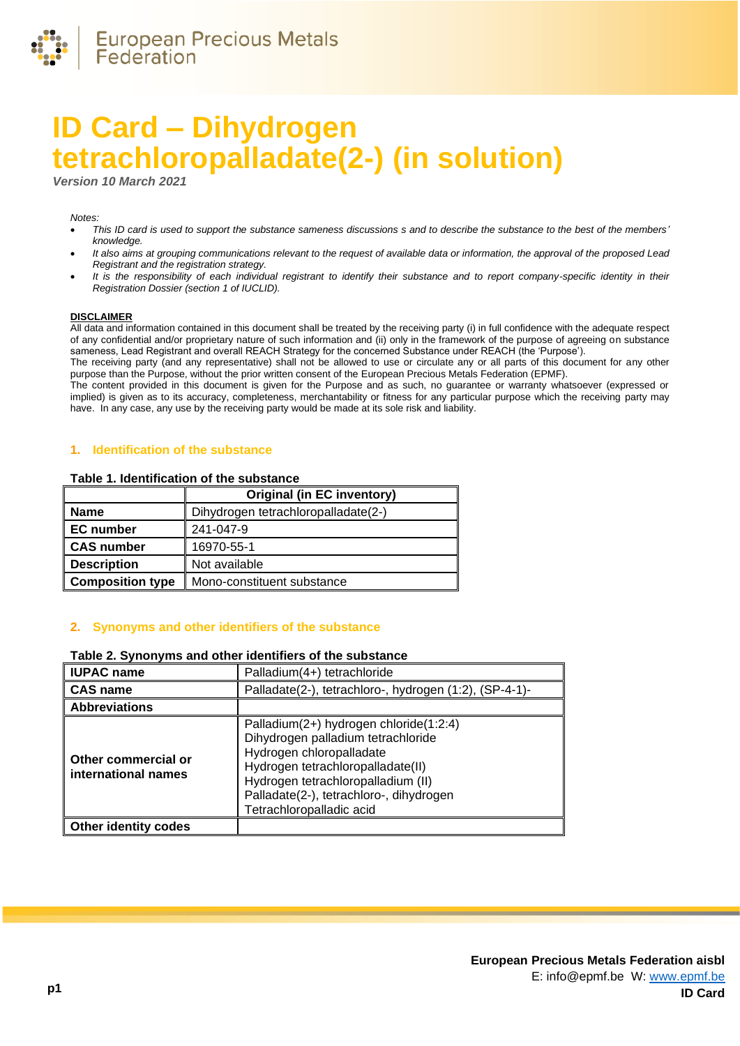# ID Card – Dihydrogen tetrachloropalladate(2-) (in solution)

*Version 10 March 2021*

*Notes:*

- *This ID card is used to support the substance sameness discussions s and to describe the substance to the best of the members' knowledge.*
- *It also aims at grouping communications relevant to the request of available data or information, the approval of the proposed Lead Registrant and the registration strategy.*
- *It is the responsibility of each individual registrant to identify their substance and to report company-specific identity in their Registration Dossier (section 1 of IUCLID).*

**DISCLAIMER**

All data and information contained in this document shall be treated by the receiving party (i) in full confidence with the adequate respect of any confidential and/or proprietary nature of such information and (ii) only in the framework of the purpose of agreeing on substance sameness, Lead Registrant and overall REACH Strategy for the concerned Substance under REACH (the 'Purpose').

The receiving party (and any representative) shall not be allowed to use or circulate any or all parts of this document for any other purpose than the Purpose, without the prior written consent of the European Precious Metals Federation (EPMF).

The content provided in this document is given for the Purpose and as such, no guarantee or warranty whatsoever (expressed or implied) is given as to its accuracy, completeness, merchantability or fitness for any particular purpose which the receiving party may have. In any case, any use by the receiving party would be made at its sole risk and liability.

## 1. Identification of the substance

**Table 1. Identification of the substance**

| | Original (in EC inventory) |
|---|---|
| **Name** | Dihydrogen tetrachloropalladate(2-) |
| **EC number** | 241-047-9 |
| **CAS number** | 16970-55-1 |
| **Description** | Not available |
| **Composition type** | Mono-constituent substance |

## 2. Synonyms and other identifiers of the substance

**Table 2. Synonyms and other identifiers of the substance**

| | |
|---|---|
| **IUPAC name** | Palladium(4+) tetrachloride |
| **CAS name** | Palladate(2-), tetrachloro-, hydrogen (1:2), (SP-4-1)- |
| **Abbreviations** | |
| **Other commercial or international names** | Palladium(2+) hydrogen chloride(1:2:4)<br>Dihydrogen palladium tetrachloride<br>Hydrogen chloropalladate<br>Hydrogen tetrachloropalladate(II)<br>Hydrogen tetrachloropalladium (II)<br>Palladate(2-), tetrachloro-, dihydrogen<br>Tetrachloropalladic acid |
| **Other identity codes** | |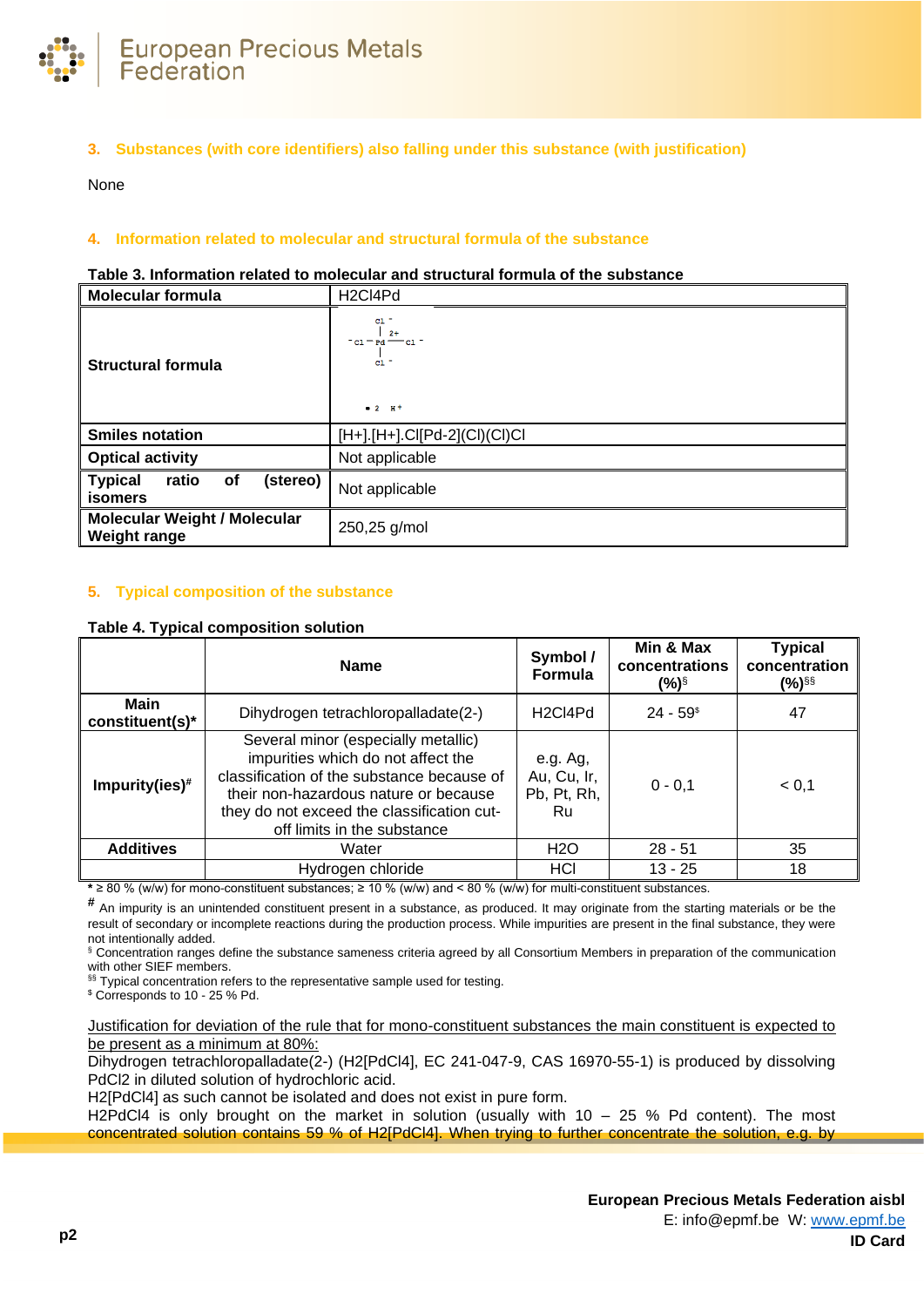## 3. Substances (with core identifiers) also falling under this substance (with justification)

None

## 4. Information related to molecular and structural formula of the substance

**Table 3. Information related to molecular and structural formula of the substance**

| **Molecular formula** | H2Cl4Pd |
|---|---|
| **Structural formula** | $[PdCl_4]^{2-}$ · 2 $H^+$ |
| **Smiles notation** | [H+].[H+].Cl[Pd-2](Cl)(Cl)Cl |
| **Optical activity** | Not applicable |
| **Typical ratio of (stereo) isomers** | Not applicable |
| **Molecular Weight / Molecular Weight range** | 250,25 g/mol |

## 5. Typical composition of the substance

**Table 4. Typical composition solution**

| | Name | Symbol / Formula | Min & Max concentrations (%)[§] | Typical concentration (%)[§§] |
|---|---|---|---|---|
| **Main constituent(s)*** | Dihydrogen tetrachloropalladate(2-) | H2Cl4Pd | 24 - 59[$] | 47 |
| **Impurity(ies)[#]** | Several minor (especially metallic) impurities which do not affect the classification of the substance because of their non-hazardous nature or because they do not exceed the classification cut-off limits in the substance | e.g. Ag, Au, Cu, Ir, Pb, Pt, Rh, Ru | 0 - 0,1 | < 0,1 |
| **Additives** | Water | H2O | 28 - 51 | 35 |
| | Hydrogen chloride | HCl | 13 - 25 | 18 |

**\*** ≥ 80 % (w/w) for mono-constituent substances; ≥ 10 % (w/w) and < 80 % (w/w) for multi-constituent substances.

**#** An impurity is an unintended constituent present in a substance, as produced. It may originate from the starting materials or be the result of secondary or incomplete reactions during the production process. While impurities are present in the final substance, they were not intentionally added.

§ Concentration ranges define the substance sameness criteria agreed by all Consortium Members in preparation of the communication with other SIEF members.

§§ Typical concentration refers to the representative sample used for testing.

$ Corresponds to 10 - 25 % Pd.

Justification for deviation of the rule that for mono-constituent substances the main constituent is expected to be present as a minimum at 80%:

Dihydrogen tetrachloropalladate(2-) (H2[PdCl4], EC 241-047-9, CAS 16970-55-1) is produced by dissolving PdCl2 in diluted solution of hydrochloric acid.

H2[PdCl4] as such cannot be isolated and does not exist in pure form.

H2PdCl4 is only brought on the market in solution (usually with 10 – 25 % Pd content). The most concentrated solution contains 59 % of H2[PdCl4]. When trying to further concentrate the solution, e.g. by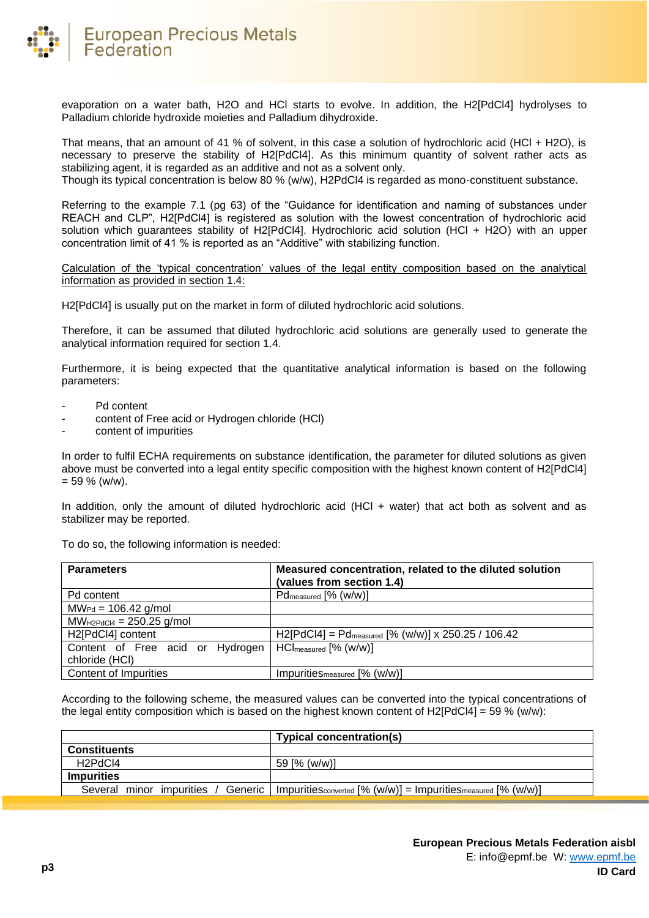evaporation on a water bath, $H_2O$ and HCl starts to evolve. In addition, the $H_2[PdCl_4]$ hydrolyses to Palladium chloride hydroxide moieties and Palladium dihydroxide.

That means, that an amount of 41 % of solvent, in this case a solution of hydrochloric acid (HCl + $H_2O$), is necessary to preserve the stability of $H_2[PdCl_4]$. As this minimum quantity of solvent rather acts as stabilizing agent, it is regarded as an additive and not as a solvent only.
Though its typical concentration is below 80 % (w/w), $H_2PdCl_4$ is regarded as mono-constituent substance.

Referring to the example 7.1 (pg 63) of the "Guidance for identification and naming of substances under REACH and CLP", $H_2[PdCl_4]$ is registered as solution with the lowest concentration of hydrochloric acid solution which guarantees stability of $H_2[PdCl_4]$. Hydrochloric acid solution (HCl + $H_2O$) with an upper concentration limit of 41 % is reported as an "Additive" with stabilizing function.

<u>Calculation of the 'typical concentration' values of the legal entity composition based on the analytical information as provided in section 1.4:</u>

$H_2[PdCl_4]$ is usually put on the market in form of diluted hydrochloric acid solutions.

Therefore, it can be assumed that diluted hydrochloric acid solutions are generally used to generate the analytical information required for section 1.4.

Furthermore, it is being expected that the quantitative analytical information is based on the following parameters:

- Pd content
- content of Free acid or Hydrogen chloride (HCl)
- content of impurities

In order to fulfil ECHA requirements on substance identification, the parameter for diluted solutions as given above must be converted into a legal entity specific composition with the highest known content of $H_2[PdCl_4]$ = 59 % (w/w).

In addition, only the amount of diluted hydrochloric acid (HCl + water) that act both as solvent and as stabilizer may be reported.

To do so, the following information is needed:

| **Parameters** | **Measured concentration, related to the diluted solution (values from section 1.4)** |
|---|---|
| Pd content | $Pd_{measured}$ [% (w/w)] |
| $MW_{Pd}$ = 106.42 g/mol | |
| $MW_{H2PdCl4}$ = 250.25 g/mol | |
| $H_2[PdCl_4]$ content | $H_2[PdCl_4]$ = $Pd_{measured}$ [% (w/w)] x 250.25 / 106.42 |
| Content of Free acid or Hydrogen chloride (HCl) | $HCl_{measured}$ [% (w/w)] |
| Content of Impurities | $Impurities_{measured}$ [% (w/w)] |

According to the following scheme, the measured values can be converted into the typical concentrations of the legal entity composition which is based on the highest known content of $H_2[PdCl_4]$ = 59 % (w/w):

| | **Typical concentration(s)** |
|---|---|
| **Constituents** | |
| $H_2PdCl_4$ | 59 [% (w/w)] |
| **Impurities** | |
| Several minor impurities / Generic | $Impurities_{converted}$ [% (w/w)] = $Impurities_{measured}$ [% (w/w)] |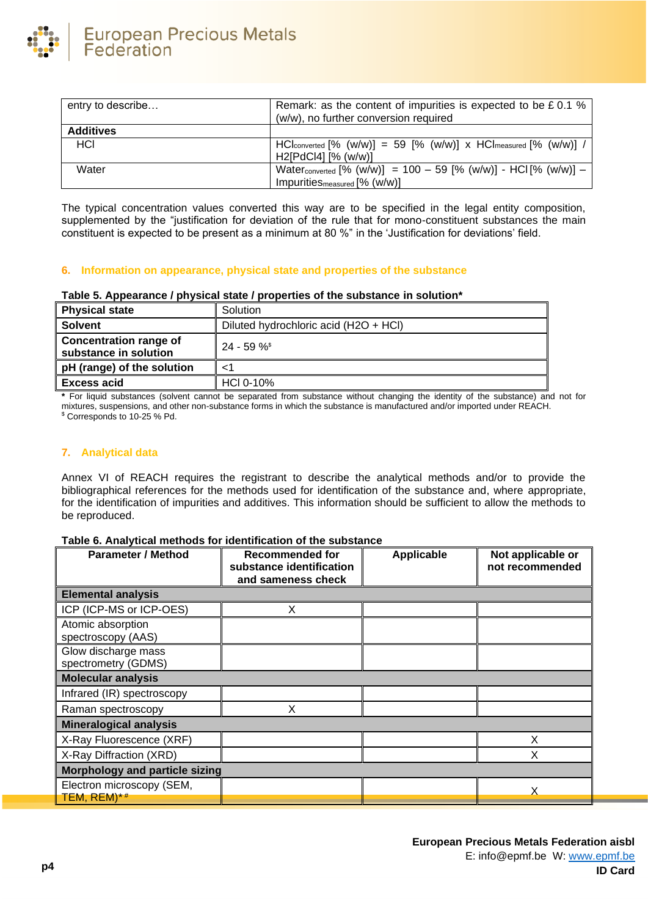| entry to describe… | Remark: as the content of impurities is expected to be £ 0.1 % (w/w), no further conversion required |
|---|---|
| **Additives** | |
| HCl | $HCl_{converted}$ [% (w/w)] = 59 [% (w/w)] x $HCl_{measured}$ [% (w/w)] / $H_2[PdCl_4]$ [% (w/w)] |
| Water | $Water_{converted}$ [% (w/w)] = 100 – 59 [% (w/w)] - HCl [% (w/w)] – $Impurities_{measured}$ [% (w/w)] |

The typical concentration values converted this way are to be specified in the legal entity composition, supplemented by the "justification for deviation of the rule that for mono-constituent substances the main constituent is expected to be present as a minimum at 80 %" in the 'Justification for deviations' field.

## 6. Information on appearance, physical state and properties of the substance

**Table 5. Appearance / physical state / properties of the substance in solution***

| **Physical state** | Solution |
|---|---|
| **Solvent** | Diluted hydrochloric acid ($H_2O$ + HCl) |
| **Concentration range of substance in solution** | 24 - 59 %[$] |
| **pH (range) of the solution** | <1 |
| **Excess acid** | HCl 0-10% |

**\*** For liquid substances (solvent cannot be separated from substance without changing the identity of the substance) and not for mixtures, suspensions, and other non-substance forms in which the substance is manufactured and/or imported under REACH.

[$] Corresponds to 10-25 % Pd.

## 7. Analytical data

Annex VI of REACH requires the registrant to describe the analytical methods and/or to provide the bibliographical references for the methods used for identification of the substance and, where appropriate, for the identification of impurities and additives. This information should be sufficient to allow the methods to be reproduced.

**Table 6. Analytical methods for identification of the substance**

| Parameter / Method | Recommended for substance identification and sameness check | Applicable | Not applicable or not recommended |
|---|---|---|---|
| **Elemental analysis** | | | |
| ICP (ICP-MS or ICP-OES) | X | | |
| Atomic absorption spectroscopy (AAS) | | | |
| Glow discharge mass spectrometry (GDMS) | | | |
| **Molecular analysis** | | | |
| Infrared (IR) spectroscopy | | | |
| Raman spectroscopy | X | | |
| **Mineralogical analysis** | | | |
| X-Ray Fluorescence (XRF) | | | X |
| X-Ray Diffraction (XRD) | | | X |
| **Morphology and particle sizing** | | | |
| Electron microscopy (SEM, TEM, REM)*[#] | | | X |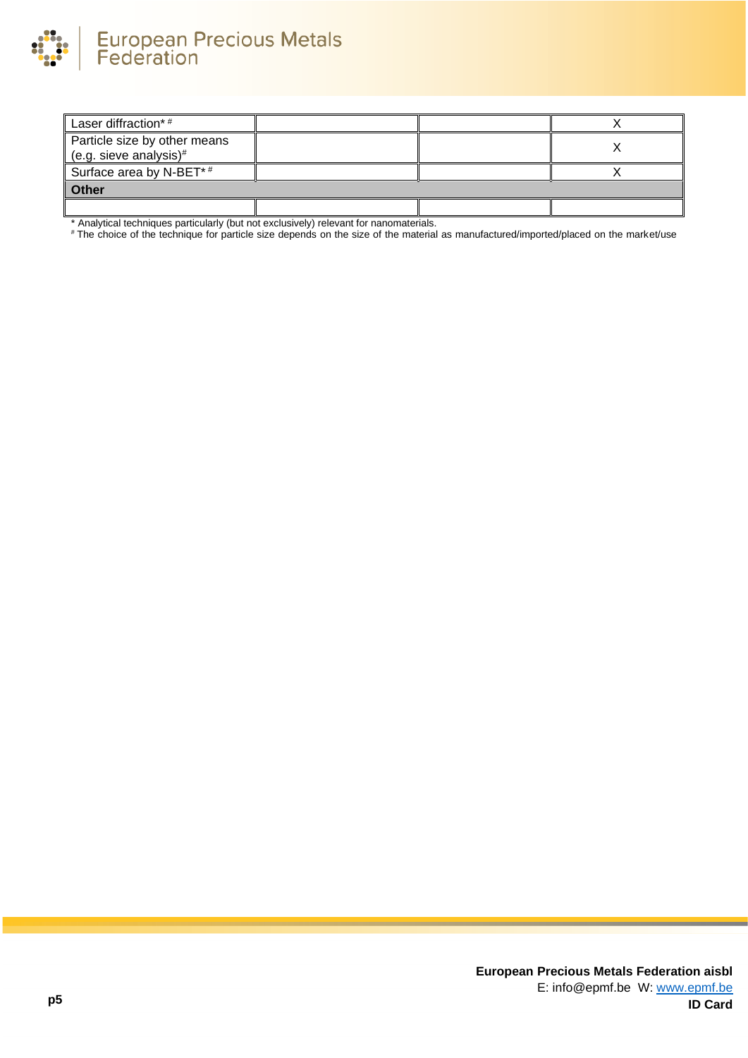| | | | |
|---|---|---|---|
| Laser diffraction* # | | | X |
| Particle size by other means (e.g. sieve analysis)# | | | X |
| Surface area by N-BET* # | | | X |
| **Other** | | | |
| | | | |

\* Analytical techniques particularly (but not exclusively) relevant for nanomaterials.

\# The choice of the technique for particle size depends on the size of the material as manufactured/imported/placed on the market/use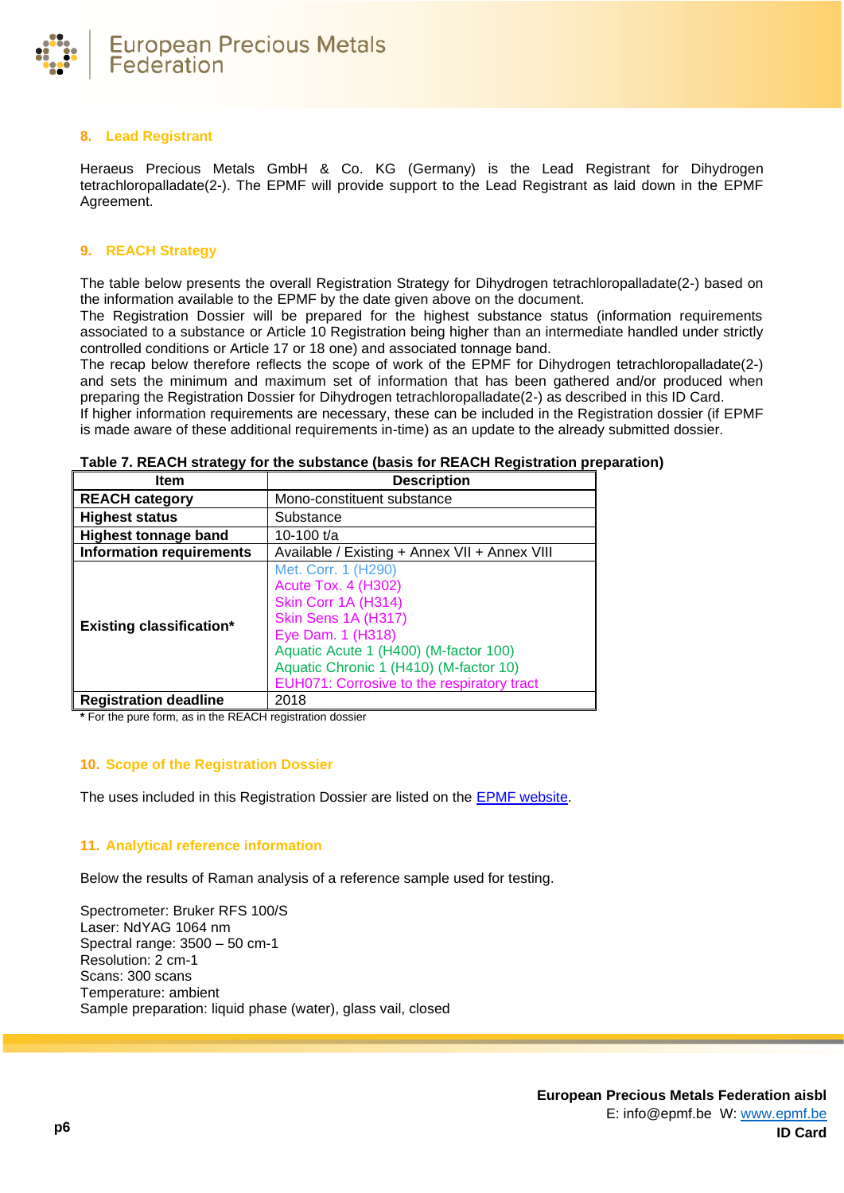## 8. Lead Registrant

Heraeus Precious Metals GmbH & Co. KG (Germany) is the Lead Registrant for Dihydrogen tetrachloropalladate(2-). The EPMF will provide support to the Lead Registrant as laid down in the EPMF Agreement.

## 9. REACH Strategy

The table below presents the overall Registration Strategy for Dihydrogen tetrachloropalladate(2-) based on the information available to the EPMF by the date given above on the document.
The Registration Dossier will be prepared for the highest substance status (information requirements associated to a substance or Article 10 Registration being higher than an intermediate handled under strictly controlled conditions or Article 17 or 18 one) and associated tonnage band.
The recap below therefore reflects the scope of work of the EPMF for Dihydrogen tetrachloropalladate(2-) and sets the minimum and maximum set of information that has been gathered and/or produced when preparing the Registration Dossier for Dihydrogen tetrachloropalladate(2-) as described in this ID Card.
If higher information requirements are necessary, these can be included in the Registration dossier (if EPMF is made aware of these additional requirements in-time) as an update to the already submitted dossier.

**Table 7. REACH strategy for the substance (basis for REACH Registration preparation)**

| Item | Description |
|---|---|
| **REACH category** | Mono-constituent substance |
| **Highest status** | Substance |
| **Highest tonnage band** | 10-100 t/a |
| **Information requirements** | Available / Existing + Annex VII + Annex VIII |
| **Existing classification*** | Met. Corr. 1 (H290)<br>Acute Tox. 4 (H302)<br>Skin Corr 1A (H314)<br>Skin Sens 1A (H317)<br>Eye Dam. 1 (H318)<br>Aquatic Acute 1 (H400) (M-factor 100)<br>Aquatic Chronic 1 (H410) (M-factor 10)<br>EUH071: Corrosive to the respiratory tract |
| **Registration deadline** | 2018 |

**\*** For the pure form, as in the REACH registration dossier

## 10. Scope of the Registration Dossier

The uses included in this Registration Dossier are listed on the EPMF website.

## 11. Analytical reference information

Below the results of Raman analysis of a reference sample used for testing.

Spectrometer: Bruker RFS 100/S
Laser: NdYAG 1064 nm
Spectral range: 3500 – 50 cm-1
Resolution: 2 cm-1
Scans: 300 scans
Temperature: ambient
Sample preparation: liquid phase (water), glass vail, closed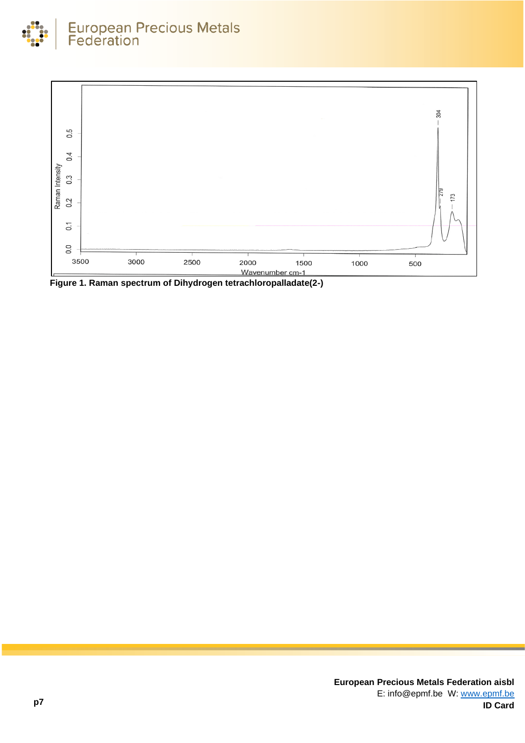Raman Intensity

0.0
0.1
0.2
0.3
0.4
0.5

3500
3000
2500
2000
1500
1000
500

Wavenumber cm-1

304
279
173

**Figure 1. Raman spectrum of Dihydrogen tetrachloropalladate(2-)**